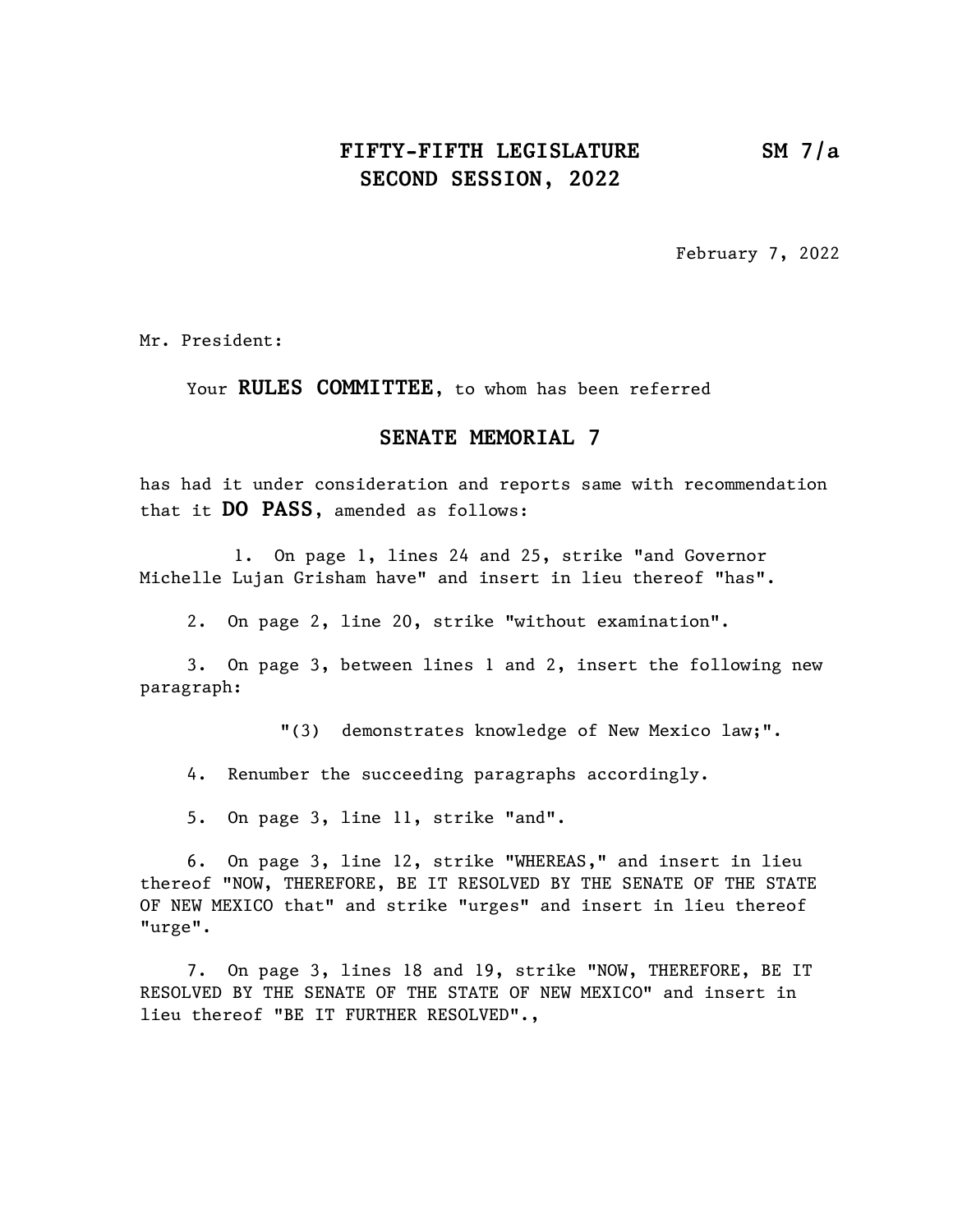**FIFTY-FIFTH LEGISLATURE** **SM 7/a**
**SECOND SESSION, 2022**

February 7, 2022

Mr. President:

Your **RULES COMMITTEE**, to whom has been referred

**SENATE MEMORIAL 7**

has had it under consideration and reports same with recommendation that it **DO PASS**, amended as follows:

1. On page 1, lines 24 and 25, strike "and Governor Michelle Lujan Grisham have" and insert in lieu thereof "has".

2. On page 2, line 20, strike "without examination".

3. On page 3, between lines 1 and 2, insert the following new paragraph:

"(3) demonstrates knowledge of New Mexico law;".

4. Renumber the succeeding paragraphs accordingly.

5. On page 3, line 11, strike "and".

6. On page 3, line 12, strike "WHEREAS," and insert in lieu thereof "NOW, THEREFORE, BE IT RESOLVED BY THE SENATE OF THE STATE OF NEW MEXICO that" and strike "urges" and insert in lieu thereof "urge".

7. On page 3, lines 18 and 19, strike "NOW, THEREFORE, BE IT RESOLVED BY THE SENATE OF THE STATE OF NEW MEXICO" and insert in lieu thereof "BE IT FURTHER RESOLVED".,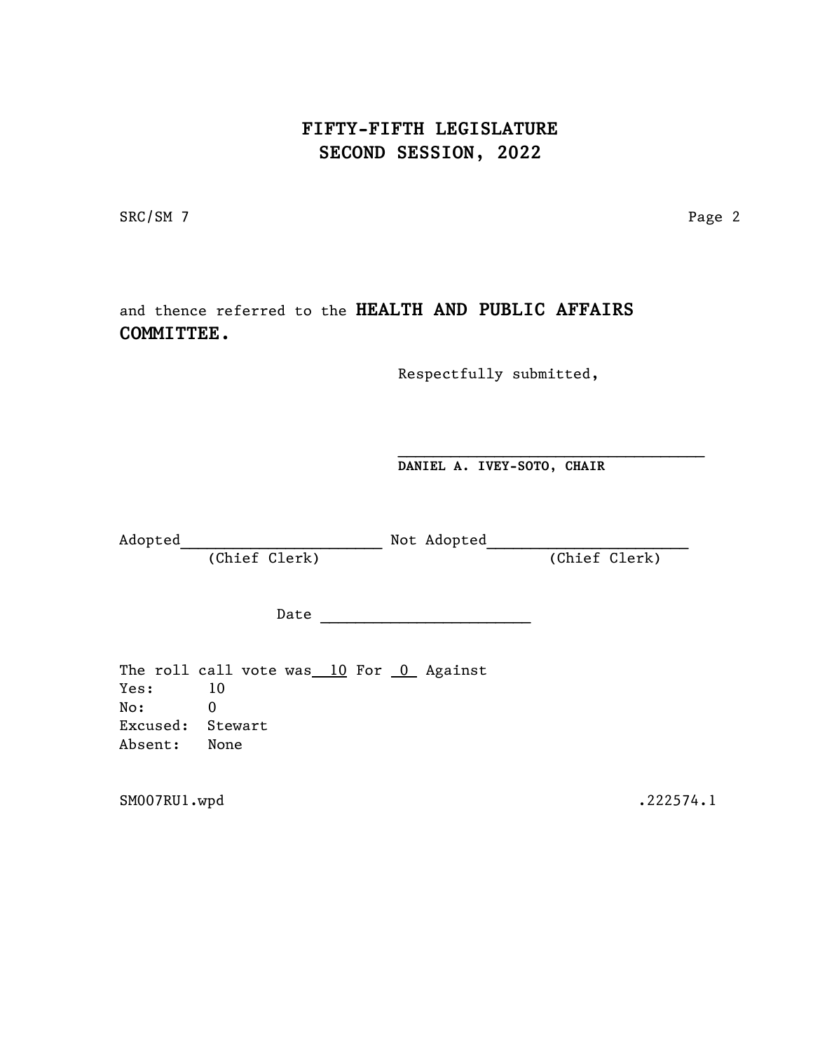# FIFTY-FIFTH LEGISLATURE
# SECOND SESSION, 2022

SRC/SM 7

and thence referred to the **HEALTH AND PUBLIC AFFAIRS COMMITTEE.**

Respectfully submitted,

___________________________________
DANIEL A. IVEY-SOTO, CHAIR

Adopted_______________________ Not Adopted_______________________
(Chief Clerk) (Chief Clerk)

Date ________________________

The roll call vote was 10 For 0 Against
Yes: 10
No: 0
Excused: Stewart
Absent: None

SM007RU1.wpd .222574.1